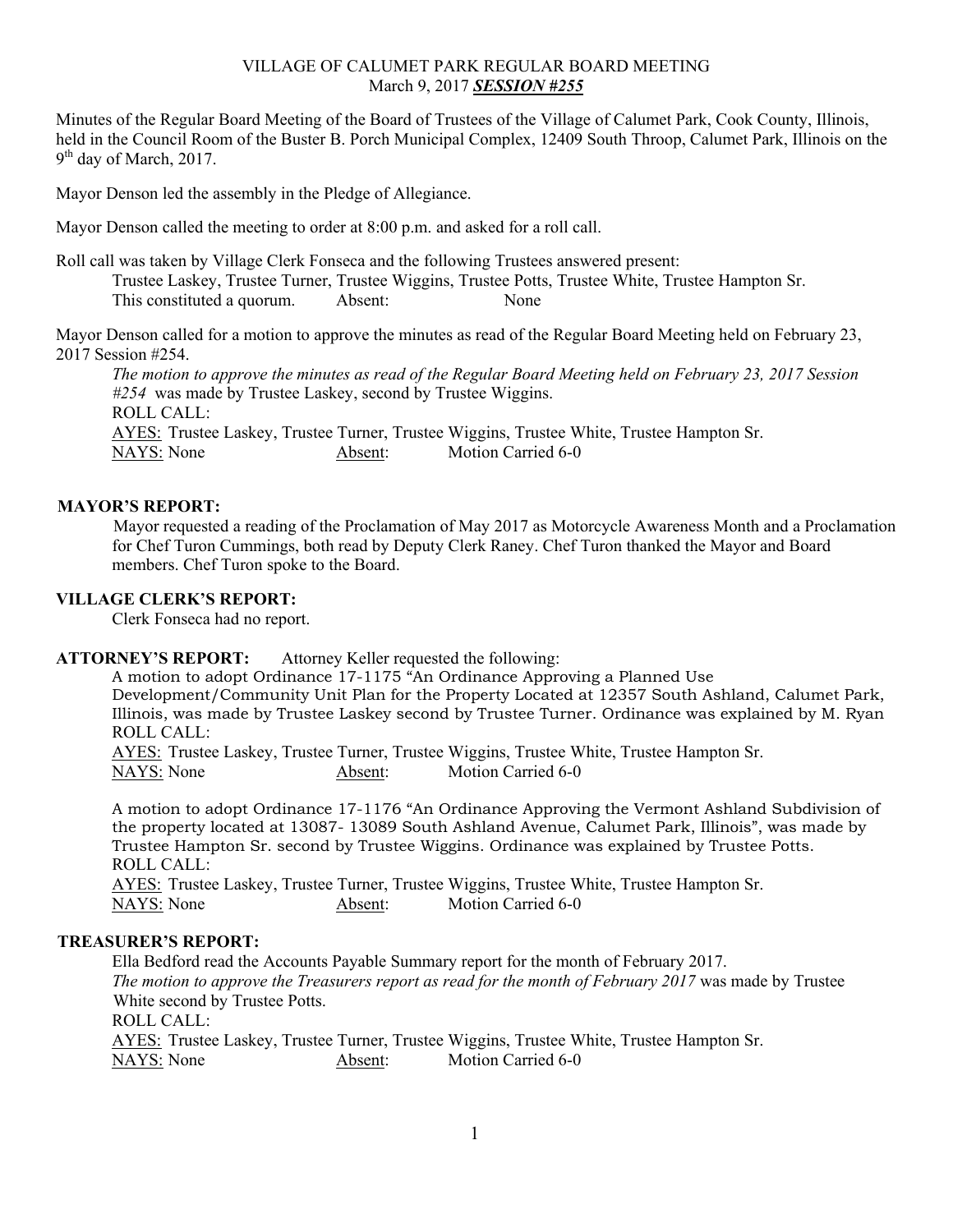VILLAGE OF CALUMET PARK REGULAR BOARD MEETING
March 9, 2017 ***SESSION #255***

Minutes of the Regular Board Meeting of the Board of Trustees of the Village of Calumet Park, Cook County, Illinois, held in the Council Room of the Buster B. Porch Municipal Complex, 12409 South Throop, Calumet Park, Illinois on the 9th day of March, 2017.

Mayor Denson led the assembly in the Pledge of Allegiance.

Mayor Denson called the meeting to order at 8:00 p.m. and asked for a roll call.

Roll call was taken by Village Clerk Fonseca and the following Trustees answered present:
Trustee Laskey, Trustee Turner, Trustee Wiggins, Trustee Potts, Trustee White, Trustee Hampton Sr.
This constituted a quorum. Absent: None

Mayor Denson called for a motion to approve the minutes as read of the Regular Board Meeting held on February 23, 2017 Session #254.

*The motion to approve the minutes as read of the Regular Board Meeting held on February 23, 2017 Session #254* was made by Trustee Laskey, second by Trustee Wiggins.
ROLL CALL:
AYES: Trustee Laskey, Trustee Turner, Trustee Wiggins, Trustee White, Trustee Hampton Sr.
NAYS: None Absent: Motion Carried 6-0

**MAYOR'S REPORT:**

Mayor requested a reading of the Proclamation of May 2017 as Motorcycle Awareness Month and a Proclamation for Chef Turon Cummings, both read by Deputy Clerk Raney. Chef Turon thanked the Mayor and Board members. Chef Turon spoke to the Board.

**VILLAGE CLERK'S REPORT:**

Clerk Fonseca had no report.

**ATTORNEY'S REPORT:** Attorney Keller requested the following:

A motion to adopt Ordinance 17-1175 "An Ordinance Approving a Planned Use Development/Community Unit Plan for the Property Located at 12357 South Ashland, Calumet Park, Illinois, was made by Trustee Laskey second by Trustee Turner. Ordinance was explained by M. Ryan
ROLL CALL:
AYES: Trustee Laskey, Trustee Turner, Trustee Wiggins, Trustee White, Trustee Hampton Sr.
NAYS: None Absent: Motion Carried 6-0

A motion to adopt Ordinance 17-1176 "An Ordinance Approving the Vermont Ashland Subdivision of the property located at 13087- 13089 South Ashland Avenue, Calumet Park, Illinois", was made by Trustee Hampton Sr. second by Trustee Wiggins. Ordinance was explained by Trustee Potts.
ROLL CALL:
AYES: Trustee Laskey, Trustee Turner, Trustee Wiggins, Trustee White, Trustee Hampton Sr.
NAYS: None Absent: Motion Carried 6-0

**TREASURER'S REPORT:**

Ella Bedford read the Accounts Payable Summary report for the month of February 2017.
*The motion to approve the Treasurers report as read for the month of February 2017* was made by Trustee White second by Trustee Potts.
ROLL CALL:
AYES: Trustee Laskey, Trustee Turner, Trustee Wiggins, Trustee White, Trustee Hampton Sr.
NAYS: None Absent: Motion Carried 6-0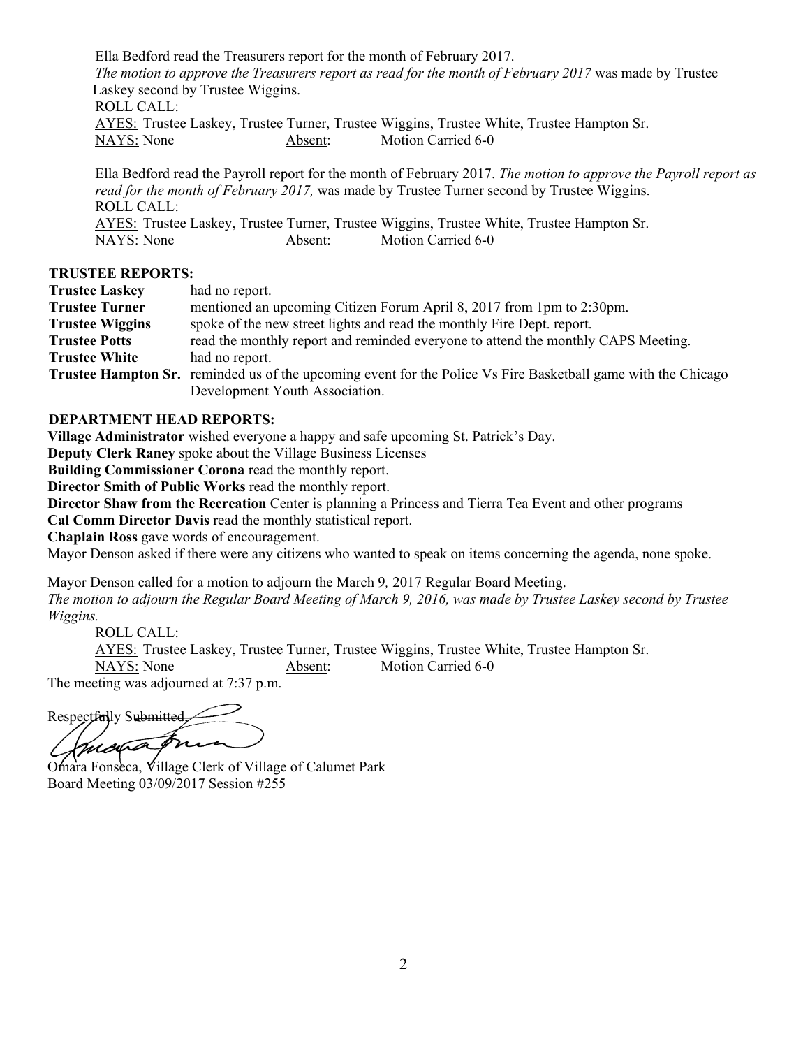Ella Bedford read the Treasurers report for the month of February 2017.

*The motion to approve the Treasurers report as read for the month of February 2017* was made by Trustee Laskey second by Trustee Wiggins.

ROLL CALL:

AYES: Trustee Laskey, Trustee Turner, Trustee Wiggins, Trustee White, Trustee Hampton Sr.

NAYS: None Absent: Motion Carried 6-0

Ella Bedford read the Payroll report for the month of February 2017. *The motion to approve the Payroll report as read for the month of February 2017,* was made by Trustee Turner second by Trustee Wiggins.

ROLL CALL:

AYES: Trustee Laskey, Trustee Turner, Trustee Wiggins, Trustee White, Trustee Hampton Sr.

NAYS: None Absent: Motion Carried 6-0

**TRUSTEE REPORTS:**

| | |
|---|---|
| **Trustee Laskey** | had no report. |
| **Trustee Turner** | mentioned an upcoming Citizen Forum April 8, 2017 from 1pm to 2:30pm. |
| **Trustee Wiggins** | spoke of the new street lights and read the monthly Fire Dept. report. |
| **Trustee Potts** | read the monthly report and reminded everyone to attend the monthly CAPS Meeting. |
| **Trustee White** | had no report. |
| **Trustee Hampton Sr.** | reminded us of the upcoming event for the Police Vs Fire Basketball game with the Chicago Development Youth Association. |

**DEPARTMENT HEAD REPORTS:**

**Village Administrator** wished everyone a happy and safe upcoming St. Patrick's Day.

**Deputy Clerk Raney** spoke about the Village Business Licenses

**Building Commissioner Corona** read the monthly report.

**Director Smith of Public Works** read the monthly report.

**Director Shaw from the Recreation** Center is planning a Princess and Tierra Tea Event and other programs

**Cal Comm Director Davis** read the monthly statistical report.

**Chaplain Ross** gave words of encouragement.

Mayor Denson asked if there were any citizens who wanted to speak on items concerning the agenda, none spoke.

Mayor Denson called for a motion to adjourn the March 9*,* 2017 Regular Board Meeting.

*The motion to adjourn the Regular Board Meeting of March 9, 2016, was made by Trustee Laskey second by Trustee Wiggins.*

ROLL CALL:

AYES: Trustee Laskey, Trustee Turner, Trustee Wiggins, Trustee White, Trustee Hampton Sr.

NAYS: None Absent: Motion Carried 6-0

The meeting was adjourned at 7:37 p.m.

Respectfully Submitted,

Omara Fonseca, Village Clerk of Village of Calumet Park

Board Meeting 03/09/2017 Session #255